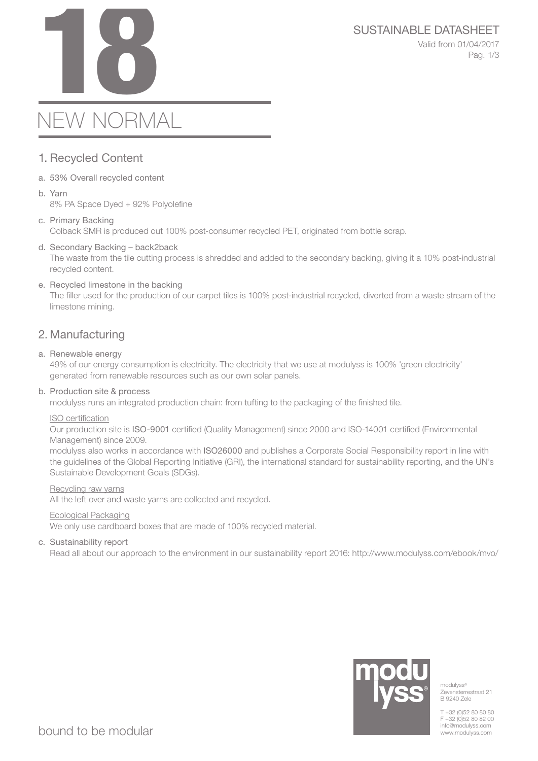# 18 NEW NORMAL

SUSTAINABLE DATASHEET

Valid from 01/04/2017

## 1. Recycled Content

a. 53% Overall recycled content

b. Yarn
   8% PA Space Dyed + 92% Polyolefine

c. Primary Backing
   Colback SMR is produced out 100% post-consumer recycled PET, originated from bottle scrap.

d. Secondary Backing – back2back
   The waste from the tile cutting process is shredded and added to the secondary backing, giving it a 10% post-industrial recycled content.

e. Recycled limestone in the backing
   The filler used for the production of our carpet tiles is 100% post-industrial recycled, diverted from a waste stream of the limestone mining.

## 2. Manufacturing

a. Renewable energy
   49% of our energy consumption is electricity. The electricity that we use at modulyss is 100% 'green electricity' generated from renewable resources such as our own solar panels.

b. Production site & process
   modulyss runs an integrated production chain: from tufting to the packaging of the finished tile.

   ISO certification
   Our production site is ISO-9001 certified (Quality Management) since 2000 and ISO-14001 certified (Environmental Management) since 2009.
   modulyss also works in accordance with ISO26000 and publishes a Corporate Social Responsibility report in line with the guidelines of the Global Reporting Initiative (GRI), the international standard for sustainability reporting, and the UN's Sustainable Development Goals (SDGs).

   Recycling raw yarns
   All the left over and waste yarns are collected and recycled.

   Ecological Packaging
   We only use cardboard boxes that are made of 100% recycled material.

c. Sustainability report
   Read all about our approach to the environment in our sustainability report 2016: http://www.modulyss.com/ebook/mvo/

bound to be modular

modulyss®
Zevensterrestraat 21
B 9240 Zele

T +32 (0)52 80 80 80
F +32 (0)52 80 82 00
info@modulyss.com
www.modulyss.com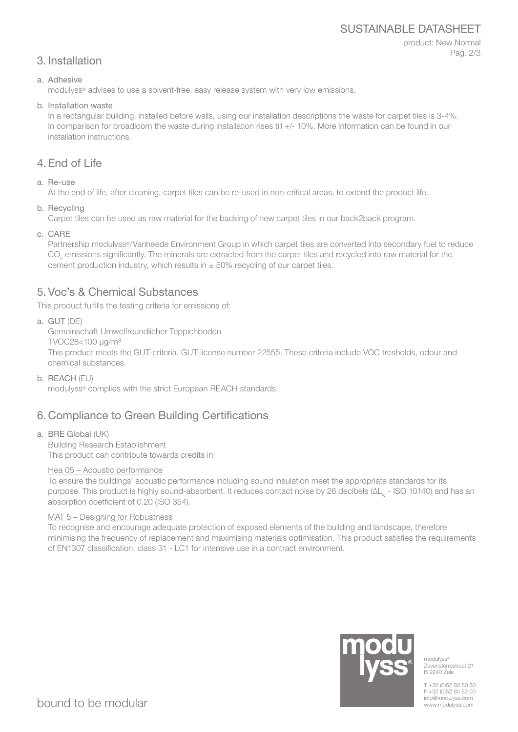## 3. Installation

a. Adhesive

modulyss® advises to use a solvent-free, easy release system with very low emissions.

b. Installation waste

In a rectangular building, installed before walls, using our installation descriptions the waste for carpet tiles is 3-4%. In comparison for broadloom the waste during installation rises till +/- 10%. More information can be found in our installation instructions.

## 4. End of Life

a. Re-use

At the end of life, after cleaning, carpet tiles can be re-used in non-critical areas, to extend the product life.

b. Recycling

Carpet tiles can be used as raw material for the backing of new carpet tiles in our back2back program.

c. CARE

Partnership modulyss®/Vanheede Environment Group in which carpet tiles are converted into secondary fuel to reduce $CO_2$ emissions significantly. The minerals are extracted from the carpet tiles and recycled into raw material for the cement production industry, which results in ± 50% recycling of our carpet tiles.

## 5. Voc's & Chemical Substances

This product fulfills the testing criteria for emissions of:

a. GUT (DE)

Gemeinschaft Umwelfreundlicher Teppichboden

TVOC28<100 µg/m³

This product meets the GUT-criteria, GUT-license number 22555. These criteria include VOC tresholds, odour and chemical substances.

b. REACH (EU)

modulyss® complies with the strict European REACH standards.

## 6. Compliance to Green Building Certifications

a. BRE Global (UK)

Building Research Establishment

This product can contribute towards credits in:

Hea 05 – Acoustic performance

To ensure the buildings' acoustic performance including sound insulation meet the appropriate standards for its purpose. This product is highly sound-absorbent. It reduces contact noise by 26 decibels ($\Delta L_w$ - ISO 10140) and has an absorption coefficient of 0.20 (ISO 354).

MAT 5 – Designing for Robustness

To recognise and encourage adequate protection of exposed elements of the building and landscape, therefore minimising the frequency of replacement and maximising materials optimisation. This product satisfies the requirements of EN1307 classification, class 31 - LC1 for intensive use in a contract environment.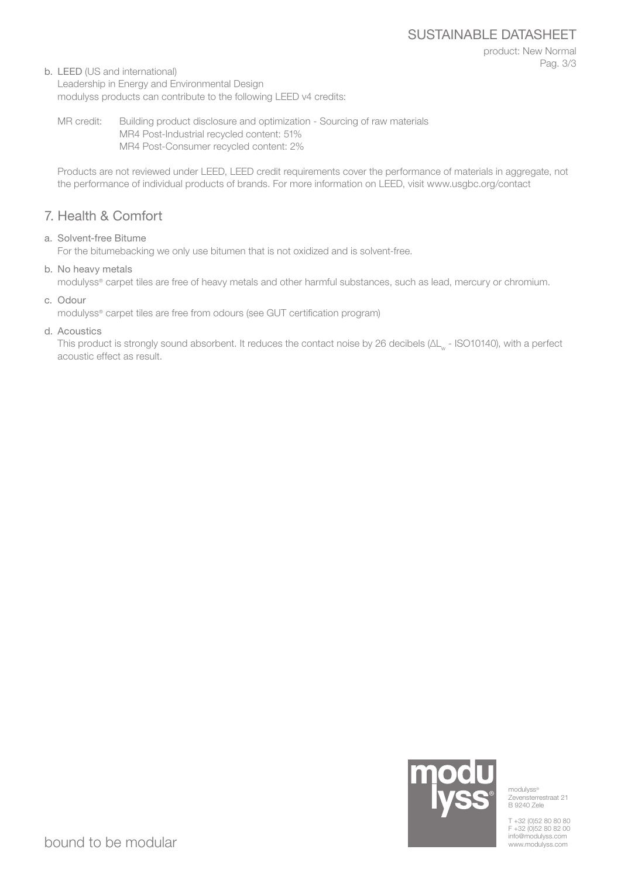b. LEED (US and international)
Leadership in Energy and Environmental Design
modulyss products can contribute to the following LEED v4 credits:

MR credit: Building product disclosure and optimization - Sourcing of raw materials
MR4 Post-Industrial recycled content: 51%
MR4 Post-Consumer recycled content: 2%

Products are not reviewed under LEED, LEED credit requirements cover the performance of materials in aggregate, not the performance of individual products of brands. For more information on LEED, visit www.usgbc.org/contact

## 7. Health & Comfort

a. Solvent-free Bitume
For the bitumebacking we only use bitumen that is not oxidized and is solvent-free.

b. No heavy metals
modulyss® carpet tiles are free of heavy metals and other harmful substances, such as lead, mercury or chromium.

c. Odour
modulyss® carpet tiles are free from odours (see GUT certification program)

d. Acoustics
This product is strongly sound absorbent. It reduces the contact noise by 26 decibels ($\Delta L_w$ - ISO10140), with a perfect acoustic effect as result.

modulyss®
Zevensterrestraat 21
B 9240 Zele

T +32 (0)52 80 80 80
F +32 (0)52 80 82 00
info@modulyss.com
www.modulyss.com

bound to be modular